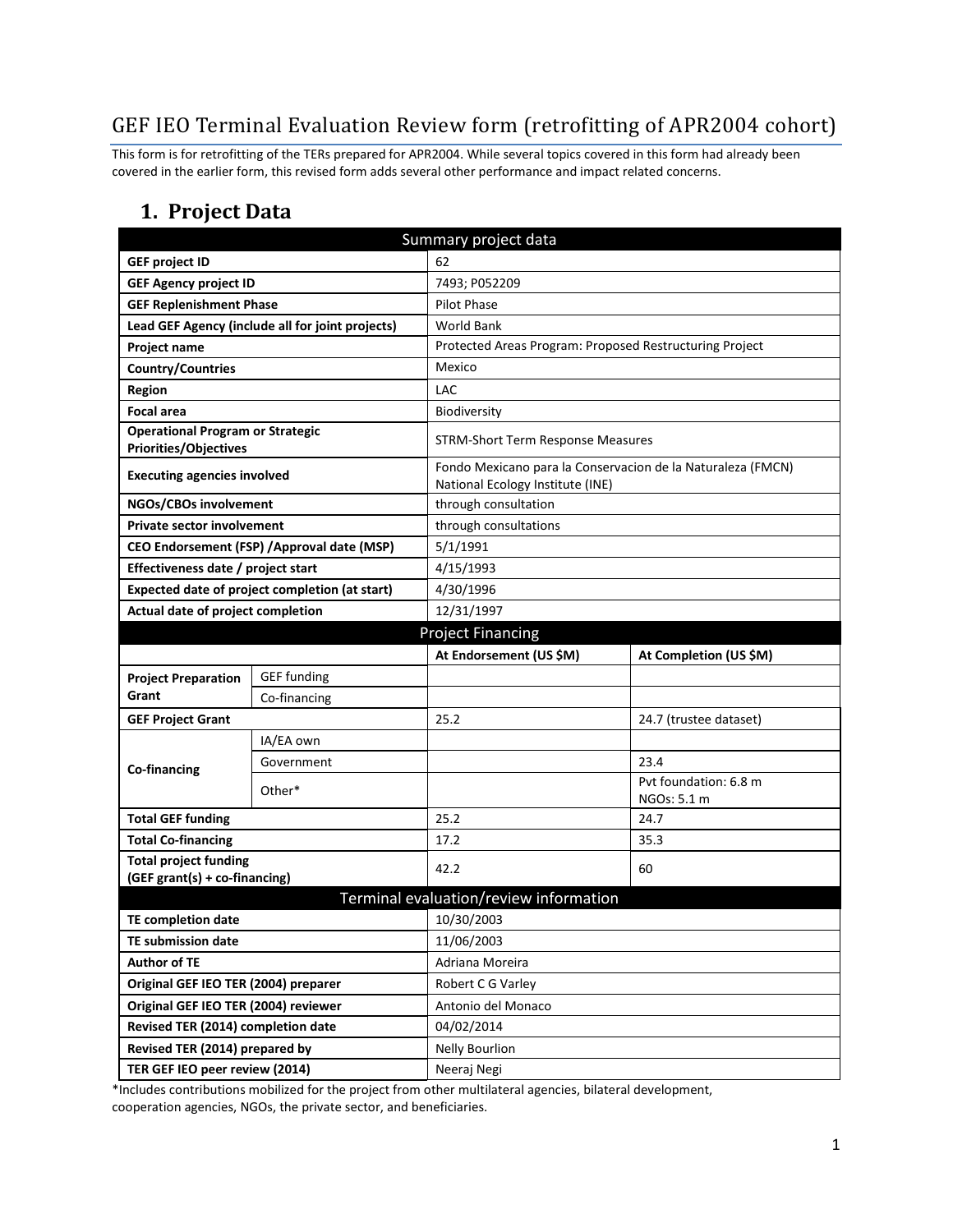# GEF IEO Terminal Evaluation Review form (retrofitting of APR2004 cohort)

This form is for retrofitting of the TERs prepared for APR2004. While several topics covered in this form had already been covered in the earlier form, this revised form adds several other performance and impact related concerns.

## 1. Project Data

| Summary project data | | | |
|---|---|---|---|
| **GEF project ID** | | 62 | |
| **GEF Agency project ID** | | 7493; P052209 | |
| **GEF Replenishment Phase** | | Pilot Phase | |
| **Lead GEF Agency (include all for joint projects)** | | World Bank | |
| **Project name** | | Protected Areas Program: Proposed Restructuring Project | |
| **Country/Countries** | | Mexico | |
| **Region** | | LAC | |
| **Focal area** | | Biodiversity | |
| **Operational Program or Strategic Priorities/Objectives** | | STRM-Short Term Response Measures | |
| **Executing agencies involved** | | Fondo Mexicano para la Conservacion de la Naturaleza (FMCN) National Ecology Institute (INE) | |
| **NGOs/CBOs involvement** | | through consultation | |
| **Private sector involvement** | | through consultations | |
| **CEO Endorsement (FSP) /Approval date (MSP)** | | 5/1/1991 | |
| **Effectiveness date / project start** | | 4/15/1993 | |
| **Expected date of project completion (at start)** | | 4/30/1996 | |
| **Actual date of project completion** | | 12/31/1997 | |
| **Project Financing** | | | |
| | | **At Endorsement (US $M)** | **At Completion (US $M)** |
| **Project Preparation Grant** | GEF funding | | |
| | Co-financing | | |
| **GEF Project Grant** | | 25.2 | 24.7 (trustee dataset) |
| **Co-financing** | IA/EA own | | |
| | Government | | 23.4 |
| | Other* | | Pvt foundation: 6.8 m NGOs: 5.1 m |
| **Total GEF funding** | | 25.2 | 24.7 |
| **Total Co-financing** | | 17.2 | 35.3 |
| **Total project funding (GEF grant(s) + co-financing)** | | 42.2 | 60 |
| **Terminal evaluation/review information** | | | |
| **TE completion date** | | 10/30/2003 | |
| **TE submission date** | | 11/06/2003 | |
| **Author of TE** | | Adriana Moreira | |
| **Original GEF IEO TER (2004) preparer** | | Robert C G Varley | |
| **Original GEF IEO TER (2004) reviewer** | | Antonio del Monaco | |
| **Revised TER (2014) completion date** | | 04/02/2014 | |
| **Revised TER (2014) prepared by** | | Nelly Bourlion | |
| **TER GEF IEO peer review (2014)** | | Neeraj Negi | |

*Includes contributions mobilized for the project from other multilateral agencies, bilateral development, cooperation agencies, NGOs, the private sector, and beneficiaries.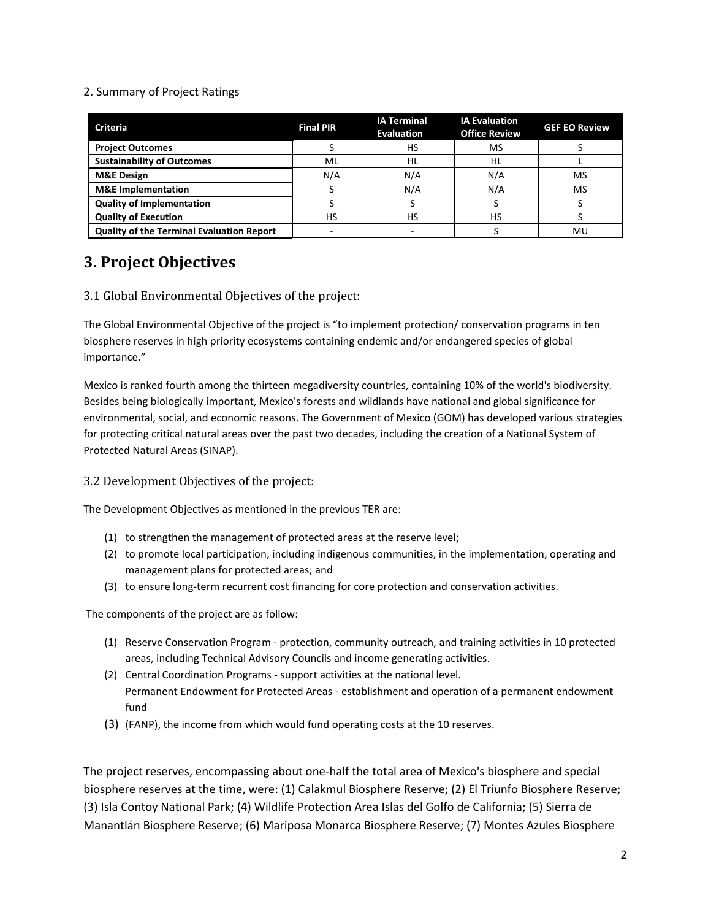2. Summary of Project Ratings

| Criteria | Final PIR | IA Terminal Evaluation | IA Evaluation Office Review | GEF EO Review |
|---|---|---|---|---|
| **Project Outcomes** | S | HS | MS | S |
| **Sustainability of Outcomes** | ML | HL | HL | L |
| **M&E Design** | N/A | N/A | N/A | MS |
| **M&E Implementation** | S | N/A | N/A | MS |
| **Quality of Implementation** | S | S | S | S |
| **Quality of Execution** | HS | HS | HS | S |
| **Quality of the Terminal Evaluation Report** | - | - | S | MU |

# 3. Project Objectives

## 3.1 Global Environmental Objectives of the project:

The Global Environmental Objective of the project is "to implement protection/ conservation programs in ten biosphere reserves in high priority ecosystems containing endemic and/or endangered species of global importance."

Mexico is ranked fourth among the thirteen megadiversity countries, containing 10% of the world's biodiversity. Besides being biologically important, Mexico's forests and wildlands have national and global significance for environmental, social, and economic reasons. The Government of Mexico (GOM) has developed various strategies for protecting critical natural areas over the past two decades, including the creation of a National System of Protected Natural Areas (SINAP).

## 3.2 Development Objectives of the project:

The Development Objectives as mentioned in the previous TER are:

(1) to strengthen the management of protected areas at the reserve level;
(2) to promote local participation, including indigenous communities, in the implementation, operating and management plans for protected areas; and
(3) to ensure long-term recurrent cost financing for core protection and conservation activities.

The components of the project are as follow:

(1) Reserve Conservation Program - protection, community outreach, and training activities in 10 protected areas, including Technical Advisory Councils and income generating activities.
(2) Central Coordination Programs - support activities at the national level.
Permanent Endowment for Protected Areas - establishment and operation of a permanent endowment fund
(3) (FANP), the income from which would fund operating costs at the 10 reserves.

The project reserves, encompassing about one-half the total area of Mexico's biosphere and special biosphere reserves at the time, were: (1) Calakmul Biosphere Reserve; (2) El Triunfo Biosphere Reserve; (3) Isla Contoy National Park; (4) Wildlife Protection Area Islas del Golfo de California; (5) Sierra de Manantlán Biosphere Reserve; (6) Mariposa Monarca Biosphere Reserve; (7) Montes Azules Biosphere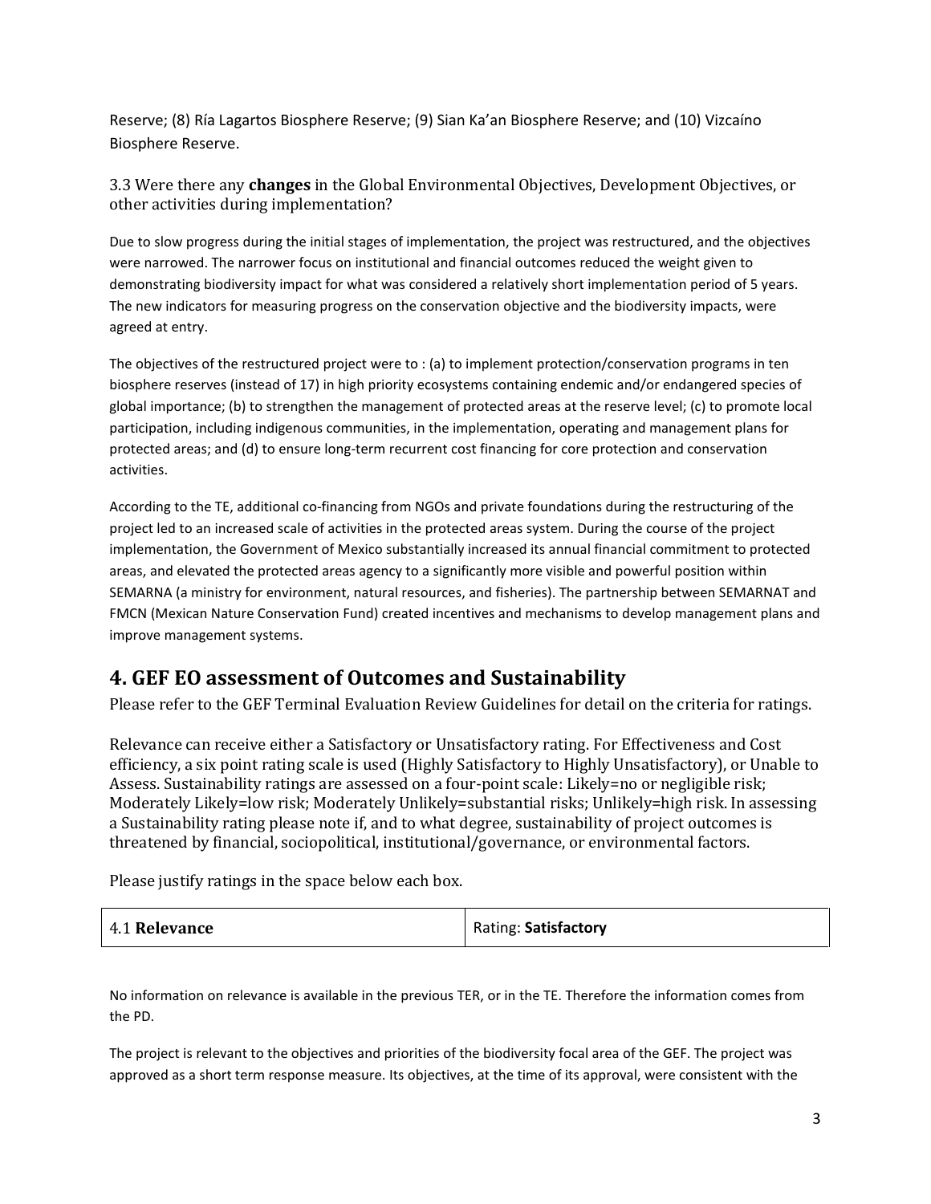Reserve; (8) Ría Lagartos Biosphere Reserve; (9) Sian Ka'an Biosphere Reserve; and (10) Vizcaíno Biosphere Reserve.

### 3.3 Were there any **changes** in the Global Environmental Objectives, Development Objectives, or other activities during implementation?

Due to slow progress during the initial stages of implementation, the project was restructured, and the objectives were narrowed. The narrower focus on institutional and financial outcomes reduced the weight given to demonstrating biodiversity impact for what was considered a relatively short implementation period of 5 years. The new indicators for measuring progress on the conservation objective and the biodiversity impacts, were agreed at entry.

The objectives of the restructured project were to : (a) to implement protection/conservation programs in ten biosphere reserves (instead of 17) in high priority ecosystems containing endemic and/or endangered species of global importance; (b) to strengthen the management of protected areas at the reserve level; (c) to promote local participation, including indigenous communities, in the implementation, operating and management plans for protected areas; and (d) to ensure long-term recurrent cost financing for core protection and conservation activities.

According to the TE, additional co-financing from NGOs and private foundations during the restructuring of the project led to an increased scale of activities in the protected areas system. During the course of the project implementation, the Government of Mexico substantially increased its annual financial commitment to protected areas, and elevated the protected areas agency to a significantly more visible and powerful position within SEMARNA (a ministry for environment, natural resources, and fisheries). The partnership between SEMARNAT and FMCN (Mexican Nature Conservation Fund) created incentives and mechanisms to develop management plans and improve management systems.

## 4. GEF EO assessment of Outcomes and Sustainability

Please refer to the GEF Terminal Evaluation Review Guidelines for detail on the criteria for ratings.

Relevance can receive either a Satisfactory or Unsatisfactory rating. For Effectiveness and Cost efficiency, a six point rating scale is used (Highly Satisfactory to Highly Unsatisfactory), or Unable to Assess. Sustainability ratings are assessed on a four-point scale: Likely=no or negligible risk; Moderately Likely=low risk; Moderately Unlikely=substantial risks; Unlikely=high risk. In assessing a Sustainability rating please note if, and to what degree, sustainability of project outcomes is threatened by financial, sociopolitical, institutional/governance, or environmental factors.

Please justify ratings in the space below each box.

| 4.1 **Relevance** | Rating: **Satisfactory** |
|---|---|

No information on relevance is available in the previous TER, or in the TE. Therefore the information comes from the PD.

The project is relevant to the objectives and priorities of the biodiversity focal area of the GEF. The project was approved as a short term response measure. Its objectives, at the time of its approval, were consistent with the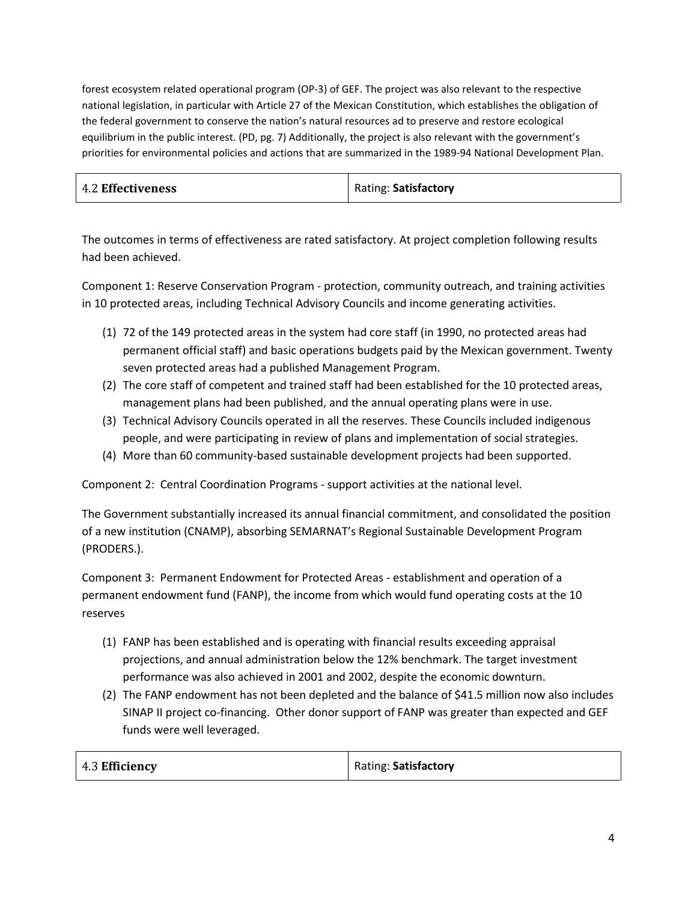forest ecosystem related operational program (OP-3) of GEF. The project was also relevant to the respective national legislation, in particular with Article 27 of the Mexican Constitution, which establishes the obligation of the federal government to conserve the nation's natural resources ad to preserve and restore ecological equilibrium in the public interest. (PD, pg. 7) Additionally, the project is also relevant with the government's priorities for environmental policies and actions that are summarized in the 1989-94 National Development Plan.

| 4.2 **Effectiveness** | Rating: **Satisfactory** |
|---|---|

The outcomes in terms of effectiveness are rated satisfactory. At project completion following results had been achieved.

Component 1: Reserve Conservation Program - protection, community outreach, and training activities in 10 protected areas, including Technical Advisory Councils and income generating activities.

(1) 72 of the 149 protected areas in the system had core staff (in 1990, no protected areas had permanent official staff) and basic operations budgets paid by the Mexican government. Twenty seven protected areas had a published Management Program.
(2) The core staff of competent and trained staff had been established for the 10 protected areas, management plans had been published, and the annual operating plans were in use.
(3) Technical Advisory Councils operated in all the reserves. These Councils included indigenous people, and were participating in review of plans and implementation of social strategies.
(4) More than 60 community-based sustainable development projects had been supported.

Component 2: Central Coordination Programs - support activities at the national level.

The Government substantially increased its annual financial commitment, and consolidated the position of a new institution (CNAMP), absorbing SEMARNAT's Regional Sustainable Development Program (PRODERS.).

Component 3: Permanent Endowment for Protected Areas - establishment and operation of a permanent endowment fund (FANP), the income from which would fund operating costs at the 10 reserves

(1) FANP has been established and is operating with financial results exceeding appraisal projections, and annual administration below the 12% benchmark. The target investment performance was also achieved in 2001 and 2002, despite the economic downturn.
(2) The FANP endowment has not been depleted and the balance of $41.5 million now also includes SINAP II project co-financing. Other donor support of FANP was greater than expected and GEF funds were well leveraged.

| 4.3 **Efficiency** | Rating: **Satisfactory** |
|---|---|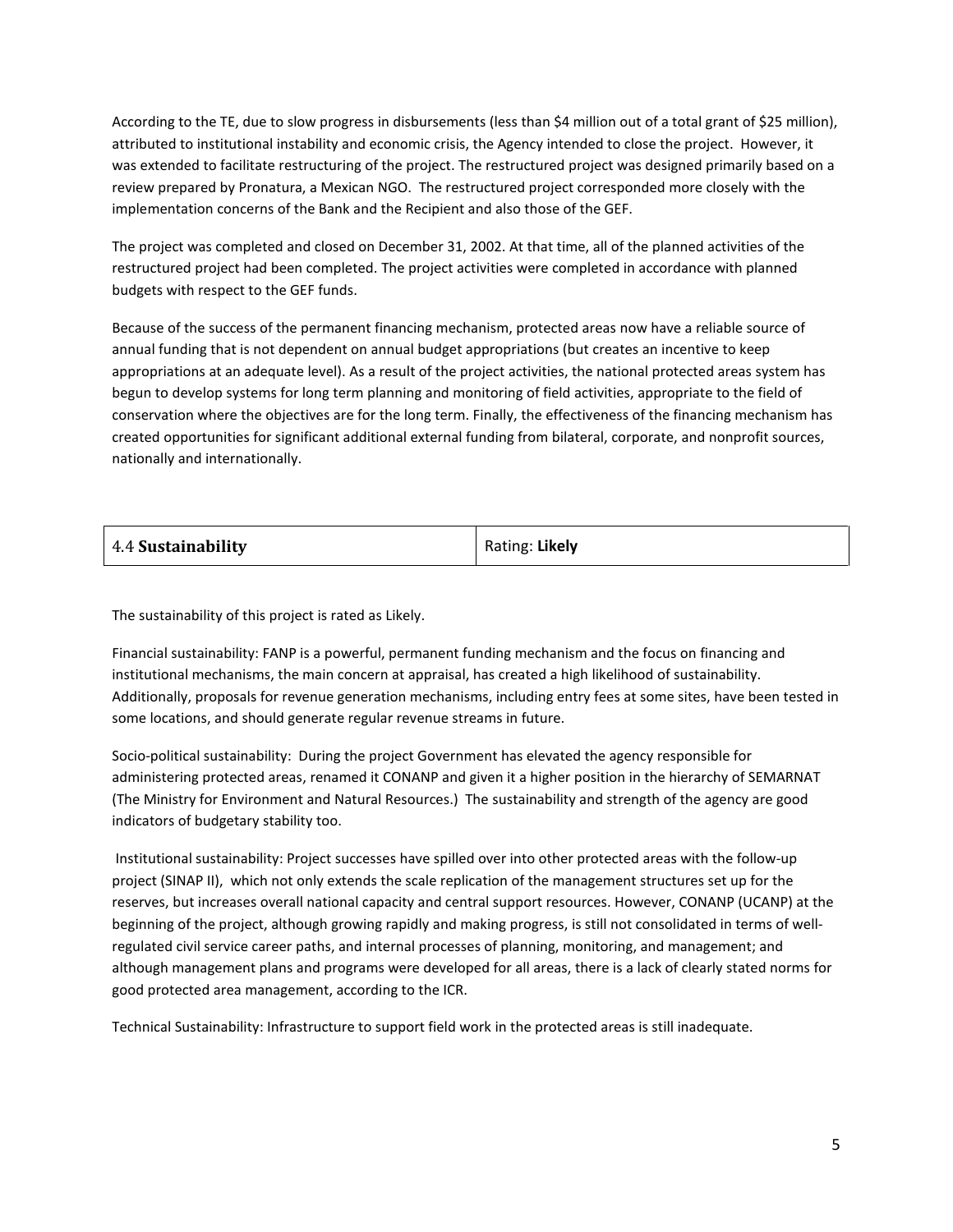According to the TE, due to slow progress in disbursements (less than $4 million out of a total grant of $25 million), attributed to institutional instability and economic crisis, the Agency intended to close the project. However, it was extended to facilitate restructuring of the project. The restructured project was designed primarily based on a review prepared by Pronatura, a Mexican NGO. The restructured project corresponded more closely with the implementation concerns of the Bank and the Recipient and also those of the GEF.

The project was completed and closed on December 31, 2002. At that time, all of the planned activities of the restructured project had been completed. The project activities were completed in accordance with planned budgets with respect to the GEF funds.

Because of the success of the permanent financing mechanism, protected areas now have a reliable source of annual funding that is not dependent on annual budget appropriations (but creates an incentive to keep appropriations at an adequate level). As a result of the project activities, the national protected areas system has begun to develop systems for long term planning and monitoring of field activities, appropriate to the field of conservation where the objectives are for the long term. Finally, the effectiveness of the financing mechanism has created opportunities for significant additional external funding from bilateral, corporate, and nonprofit sources, nationally and internationally.

| 4.4 **Sustainability** | Rating: **Likely** |
|---|---|

The sustainability of this project is rated as Likely.

Financial sustainability: FANP is a powerful, permanent funding mechanism and the focus on financing and institutional mechanisms, the main concern at appraisal, has created a high likelihood of sustainability. Additionally, proposals for revenue generation mechanisms, including entry fees at some sites, have been tested in some locations, and should generate regular revenue streams in future.

Socio-political sustainability: During the project Government has elevated the agency responsible for administering protected areas, renamed it CONANP and given it a higher position in the hierarchy of SEMARNAT (The Ministry for Environment and Natural Resources.) The sustainability and strength of the agency are good indicators of budgetary stability too.

Institutional sustainability: Project successes have spilled over into other protected areas with the follow-up project (SINAP II), which not only extends the scale replication of the management structures set up for the reserves, but increases overall national capacity and central support resources. However, CONANP (UCANP) at the beginning of the project, although growing rapidly and making progress, is still not consolidated in terms of well-regulated civil service career paths, and internal processes of planning, monitoring, and management; and although management plans and programs were developed for all areas, there is a lack of clearly stated norms for good protected area management, according to the ICR.

Technical Sustainability: Infrastructure to support field work in the protected areas is still inadequate.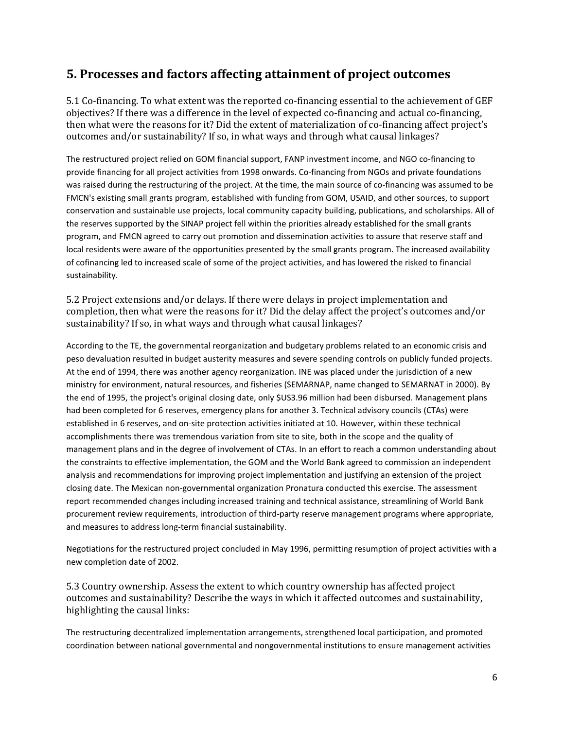## 5. Processes and factors affecting attainment of project outcomes

5.1 Co-financing. To what extent was the reported co-financing essential to the achievement of GEF objectives? If there was a difference in the level of expected co-financing and actual co-financing, then what were the reasons for it? Did the extent of materialization of co-financing affect project's outcomes and/or sustainability? If so, in what ways and through what causal linkages?

The restructured project relied on GOM financial support, FANP investment income, and NGO co-financing to provide financing for all project activities from 1998 onwards. Co-financing from NGOs and private foundations was raised during the restructuring of the project. At the time, the main source of co-financing was assumed to be FMCN's existing small grants program, established with funding from GOM, USAID, and other sources, to support conservation and sustainable use projects, local community capacity building, publications, and scholarships. All of the reserves supported by the SINAP project fell within the priorities already established for the small grants program, and FMCN agreed to carry out promotion and dissemination activities to assure that reserve staff and local residents were aware of the opportunities presented by the small grants program. The increased availability of cofinancing led to increased scale of some of the project activities, and has lowered the risked to financial sustainability.

5.2 Project extensions and/or delays. If there were delays in project implementation and completion, then what were the reasons for it? Did the delay affect the project's outcomes and/or sustainability? If so, in what ways and through what causal linkages?

According to the TE, the governmental reorganization and budgetary problems related to an economic crisis and peso devaluation resulted in budget austerity measures and severe spending controls on publicly funded projects. At the end of 1994, there was another agency reorganization. INE was placed under the jurisdiction of a new ministry for environment, natural resources, and fisheries (SEMARNAP, name changed to SEMARNAT in 2000). By the end of 1995, the project's original closing date, only $US3.96 million had been disbursed. Management plans had been completed for 6 reserves, emergency plans for another 3. Technical advisory councils (CTAs) were established in 6 reserves, and on-site protection activities initiated at 10. However, within these technical accomplishments there was tremendous variation from site to site, both in the scope and the quality of management plans and in the degree of involvement of CTAs. In an effort to reach a common understanding about the constraints to effective implementation, the GOM and the World Bank agreed to commission an independent analysis and recommendations for improving project implementation and justifying an extension of the project closing date. The Mexican non-governmental organization Pronatura conducted this exercise. The assessment report recommended changes including increased training and technical assistance, streamlining of World Bank procurement review requirements, introduction of third-party reserve management programs where appropriate, and measures to address long-term financial sustainability.

Negotiations for the restructured project concluded in May 1996, permitting resumption of project activities with a new completion date of 2002.

5.3 Country ownership. Assess the extent to which country ownership has affected project outcomes and sustainability? Describe the ways in which it affected outcomes and sustainability, highlighting the causal links:

The restructuring decentralized implementation arrangements, strengthened local participation, and promoted coordination between national governmental and nongovernmental institutions to ensure management activities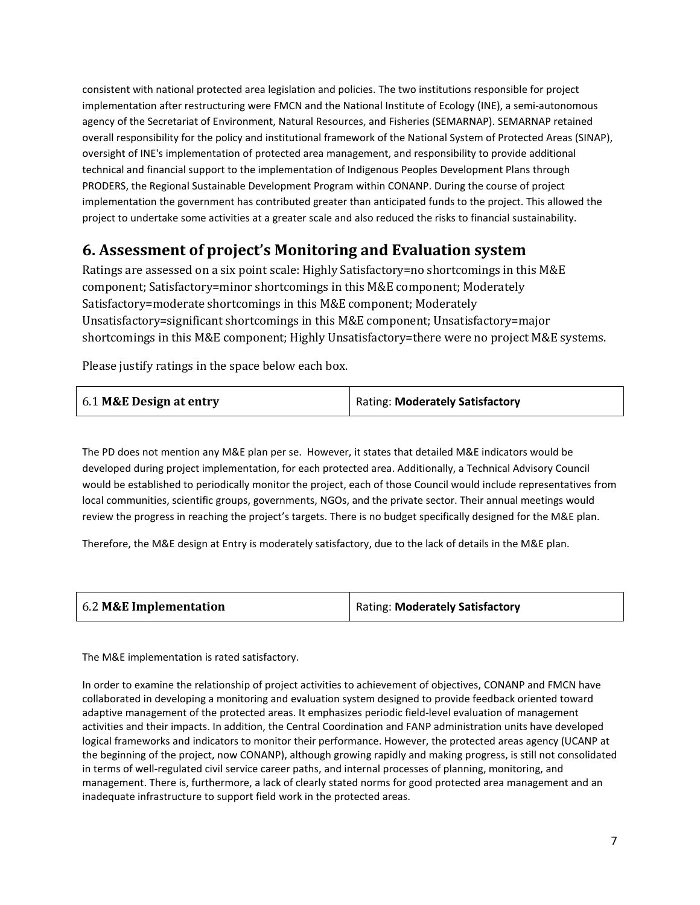consistent with national protected area legislation and policies. The two institutions responsible for project implementation after restructuring were FMCN and the National Institute of Ecology (INE), a semi-autonomous agency of the Secretariat of Environment, Natural Resources, and Fisheries (SEMARNAP). SEMARNAP retained overall responsibility for the policy and institutional framework of the National System of Protected Areas (SINAP), oversight of INE's implementation of protected area management, and responsibility to provide additional technical and financial support to the implementation of Indigenous Peoples Development Plans through PRODERS, the Regional Sustainable Development Program within CONANP. During the course of project implementation the government has contributed greater than anticipated funds to the project. This allowed the project to undertake some activities at a greater scale and also reduced the risks to financial sustainability.

## 6. Assessment of project's Monitoring and Evaluation system

Ratings are assessed on a six point scale: Highly Satisfactory=no shortcomings in this M&E component; Satisfactory=minor shortcomings in this M&E component; Moderately Satisfactory=moderate shortcomings in this M&E component; Moderately Unsatisfactory=significant shortcomings in this M&E component; Unsatisfactory=major shortcomings in this M&E component; Highly Unsatisfactory=there were no project M&E systems.

Please justify ratings in the space below each box.

| 6.1 **M&E Design at entry** | Rating: **Moderately Satisfactory** |
|---|---|

The PD does not mention any M&E plan per se. However, it states that detailed M&E indicators would be developed during project implementation, for each protected area. Additionally, a Technical Advisory Council would be established to periodically monitor the project, each of those Council would include representatives from local communities, scientific groups, governments, NGOs, and the private sector. Their annual meetings would review the progress in reaching the project's targets. There is no budget specifically designed for the M&E plan.

Therefore, the M&E design at Entry is moderately satisfactory, due to the lack of details in the M&E plan.

| 6.2 **M&E Implementation** | Rating: **Moderately Satisfactory** |
|---|---|

The M&E implementation is rated satisfactory.

In order to examine the relationship of project activities to achievement of objectives, CONANP and FMCN have collaborated in developing a monitoring and evaluation system designed to provide feedback oriented toward adaptive management of the protected areas. It emphasizes periodic field-level evaluation of management activities and their impacts. In addition, the Central Coordination and FANP administration units have developed logical frameworks and indicators to monitor their performance. However, the protected areas agency (UCANP at the beginning of the project, now CONANP), although growing rapidly and making progress, is still not consolidated in terms of well-regulated civil service career paths, and internal processes of planning, monitoring, and management. There is, furthermore, a lack of clearly stated norms for good protected area management and an inadequate infrastructure to support field work in the protected areas.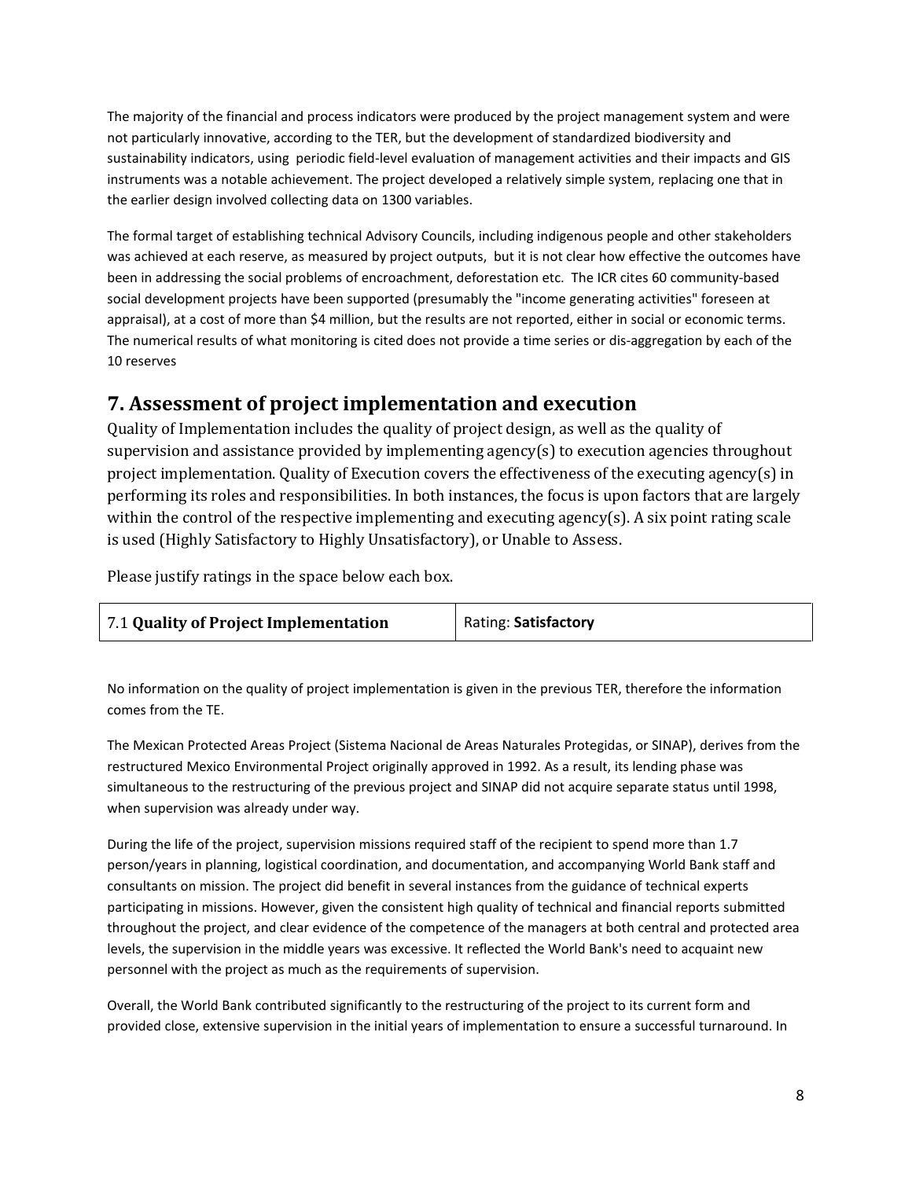The majority of the financial and process indicators were produced by the project management system and were not particularly innovative, according to the TER, but the development of standardized biodiversity and sustainability indicators, using periodic field-level evaluation of management activities and their impacts and GIS instruments was a notable achievement. The project developed a relatively simple system, replacing one that in the earlier design involved collecting data on 1300 variables.

The formal target of establishing technical Advisory Councils, including indigenous people and other stakeholders was achieved at each reserve, as measured by project outputs, but it is not clear how effective the outcomes have been in addressing the social problems of encroachment, deforestation etc. The ICR cites 60 community-based social development projects have been supported (presumably the "income generating activities" foreseen at appraisal), at a cost of more than $4 million, but the results are not reported, either in social or economic terms. The numerical results of what monitoring is cited does not provide a time series or dis-aggregation by each of the 10 reserves

# 7. Assessment of project implementation and execution

Quality of Implementation includes the quality of project design, as well as the quality of supervision and assistance provided by implementing agency(s) to execution agencies throughout project implementation. Quality of Execution covers the effectiveness of the executing agency(s) in performing its roles and responsibilities. In both instances, the focus is upon factors that are largely within the control of the respective implementing and executing agency(s). A six point rating scale is used (Highly Satisfactory to Highly Unsatisfactory), or Unable to Assess.

Please justify ratings in the space below each box.

| 7.1 **Quality of Project Implementation** | Rating: **Satisfactory** |
|---|---|

No information on the quality of project implementation is given in the previous TER, therefore the information comes from the TE.

The Mexican Protected Areas Project (Sistema Nacional de Areas Naturales Protegidas, or SINAP), derives from the restructured Mexico Environmental Project originally approved in 1992. As a result, its lending phase was simultaneous to the restructuring of the previous project and SINAP did not acquire separate status until 1998, when supervision was already under way.

During the life of the project, supervision missions required staff of the recipient to spend more than 1.7 person/years in planning, logistical coordination, and documentation, and accompanying World Bank staff and consultants on mission. The project did benefit in several instances from the guidance of technical experts participating in missions. However, given the consistent high quality of technical and financial reports submitted throughout the project, and clear evidence of the competence of the managers at both central and protected area levels, the supervision in the middle years was excessive. It reflected the World Bank's need to acquaint new personnel with the project as much as the requirements of supervision.

Overall, the World Bank contributed significantly to the restructuring of the project to its current form and provided close, extensive supervision in the initial years of implementation to ensure a successful turnaround. In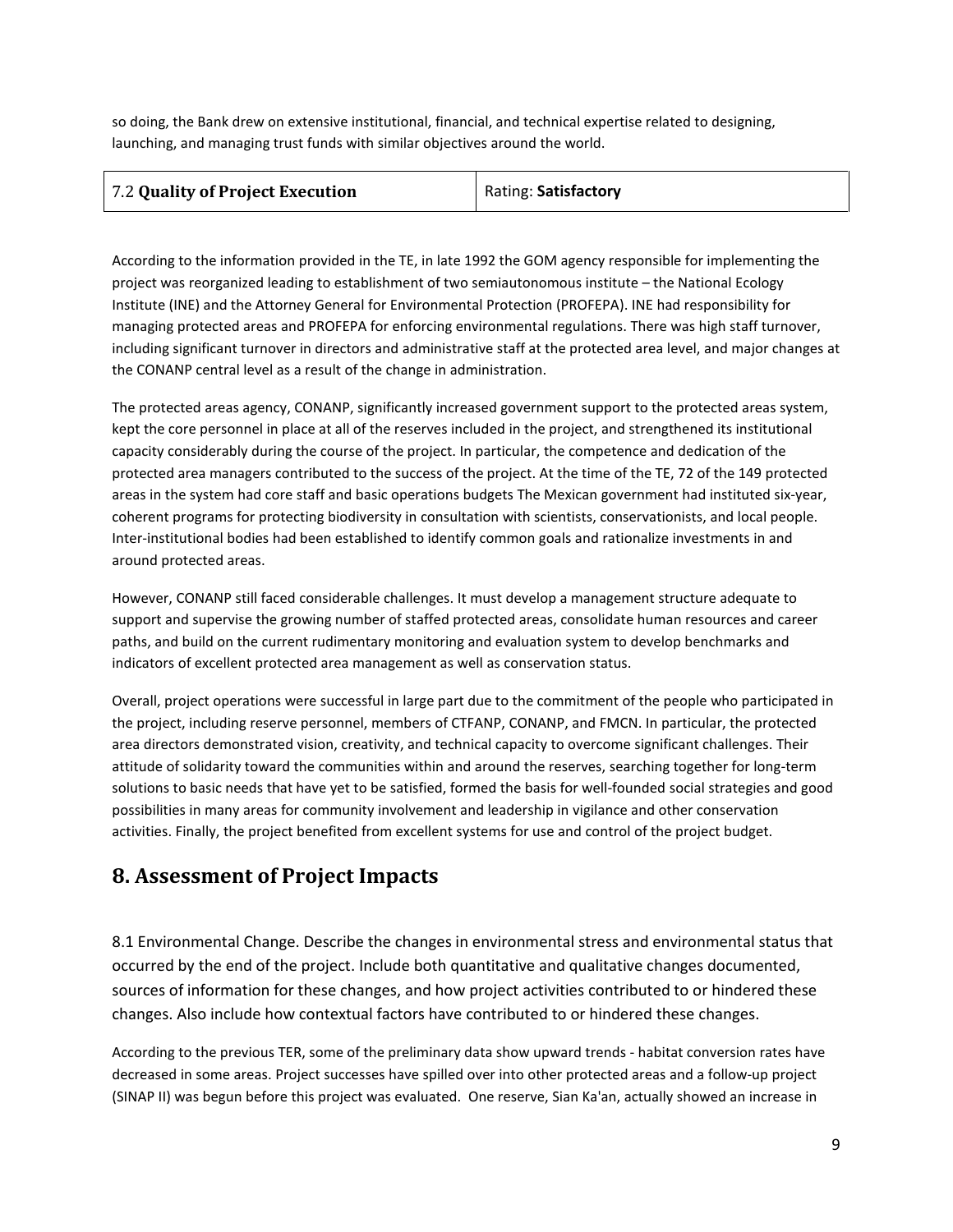so doing, the Bank drew on extensive institutional, financial, and technical expertise related to designing, launching, and managing trust funds with similar objectives around the world.

| 7.2 **Quality of Project Execution** | Rating: **Satisfactory** |
|---|---|

According to the information provided in the TE, in late 1992 the GOM agency responsible for implementing the project was reorganized leading to establishment of two semiautonomous institute – the National Ecology Institute (INE) and the Attorney General for Environmental Protection (PROFEPA). INE had responsibility for managing protected areas and PROFEPA for enforcing environmental regulations. There was high staff turnover, including significant turnover in directors and administrative staff at the protected area level, and major changes at the CONANP central level as a result of the change in administration.

The protected areas agency, CONANP, significantly increased government support to the protected areas system, kept the core personnel in place at all of the reserves included in the project, and strengthened its institutional capacity considerably during the course of the project. In particular, the competence and dedication of the protected area managers contributed to the success of the project. At the time of the TE, 72 of the 149 protected areas in the system had core staff and basic operations budgets The Mexican government had instituted six-year, coherent programs for protecting biodiversity in consultation with scientists, conservationists, and local people. Inter-institutional bodies had been established to identify common goals and rationalize investments in and around protected areas.

However, CONANP still faced considerable challenges. It must develop a management structure adequate to support and supervise the growing number of staffed protected areas, consolidate human resources and career paths, and build on the current rudimentary monitoring and evaluation system to develop benchmarks and indicators of excellent protected area management as well as conservation status.

Overall, project operations were successful in large part due to the commitment of the people who participated in the project, including reserve personnel, members of CTFANP, CONANP, and FMCN. In particular, the protected area directors demonstrated vision, creativity, and technical capacity to overcome significant challenges. Their attitude of solidarity toward the communities within and around the reserves, searching together for long-term solutions to basic needs that have yet to be satisfied, formed the basis for well-founded social strategies and good possibilities in many areas for community involvement and leadership in vigilance and other conservation activities. Finally, the project benefited from excellent systems for use and control of the project budget.

## 8. Assessment of Project Impacts

8.1 Environmental Change. Describe the changes in environmental stress and environmental status that occurred by the end of the project. Include both quantitative and qualitative changes documented, sources of information for these changes, and how project activities contributed to or hindered these changes. Also include how contextual factors have contributed to or hindered these changes.

According to the previous TER, some of the preliminary data show upward trends - habitat conversion rates have decreased in some areas. Project successes have spilled over into other protected areas and a follow-up project (SINAP II) was begun before this project was evaluated. One reserve, Sian Ka'an, actually showed an increase in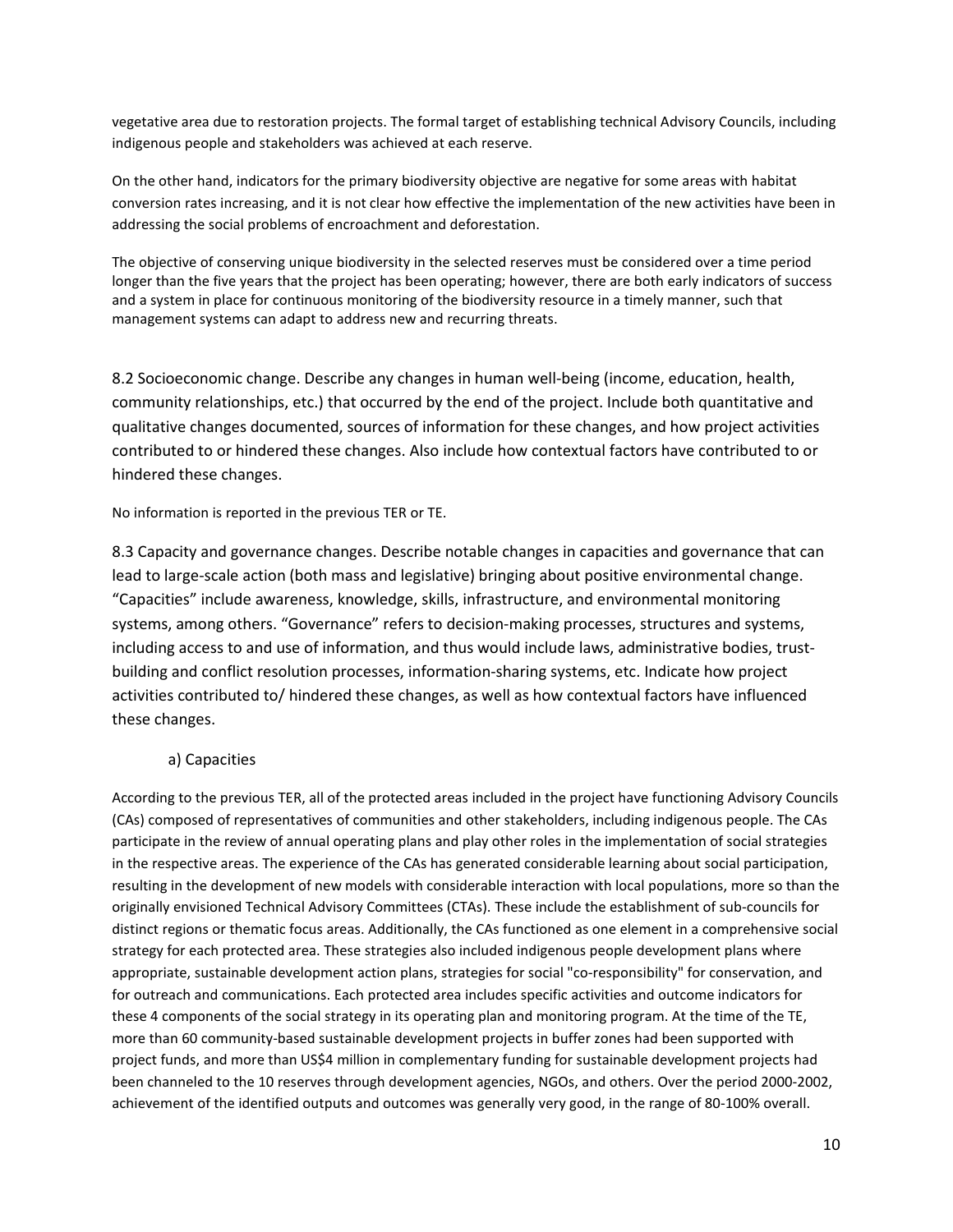vegetative area due to restoration projects. The formal target of establishing technical Advisory Councils, including indigenous people and stakeholders was achieved at each reserve.

On the other hand, indicators for the primary biodiversity objective are negative for some areas with habitat conversion rates increasing, and it is not clear how effective the implementation of the new activities have been in addressing the social problems of encroachment and deforestation.

The objective of conserving unique biodiversity in the selected reserves must be considered over a time period longer than the five years that the project has been operating; however, there are both early indicators of success and a system in place for continuous monitoring of the biodiversity resource in a timely manner, such that management systems can adapt to address new and recurring threats.

8.2 Socioeconomic change. Describe any changes in human well-being (income, education, health, community relationships, etc.) that occurred by the end of the project. Include both quantitative and qualitative changes documented, sources of information for these changes, and how project activities contributed to or hindered these changes. Also include how contextual factors have contributed to or hindered these changes.

No information is reported in the previous TER or TE.

8.3 Capacity and governance changes. Describe notable changes in capacities and governance that can lead to large-scale action (both mass and legislative) bringing about positive environmental change. "Capacities" include awareness, knowledge, skills, infrastructure, and environmental monitoring systems, among others. "Governance" refers to decision-making processes, structures and systems, including access to and use of information, and thus would include laws, administrative bodies, trust-building and conflict resolution processes, information-sharing systems, etc. Indicate how project activities contributed to/ hindered these changes, as well as how contextual factors have influenced these changes.

a) Capacities

According to the previous TER, all of the protected areas included in the project have functioning Advisory Councils (CAs) composed of representatives of communities and other stakeholders, including indigenous people. The CAs participate in the review of annual operating plans and play other roles in the implementation of social strategies in the respective areas. The experience of the CAs has generated considerable learning about social participation, resulting in the development of new models with considerable interaction with local populations, more so than the originally envisioned Technical Advisory Committees (CTAs). These include the establishment of sub-councils for distinct regions or thematic focus areas. Additionally, the CAs functioned as one element in a comprehensive social strategy for each protected area. These strategies also included indigenous people development plans where appropriate, sustainable development action plans, strategies for social "co-responsibility" for conservation, and for outreach and communications. Each protected area includes specific activities and outcome indicators for these 4 components of the social strategy in its operating plan and monitoring program. At the time of the TE, more than 60 community-based sustainable development projects in buffer zones had been supported with project funds, and more than US$4 million in complementary funding for sustainable development projects had been channeled to the 10 reserves through development agencies, NGOs, and others. Over the period 2000-2002, achievement of the identified outputs and outcomes was generally very good, in the range of 80-100% overall.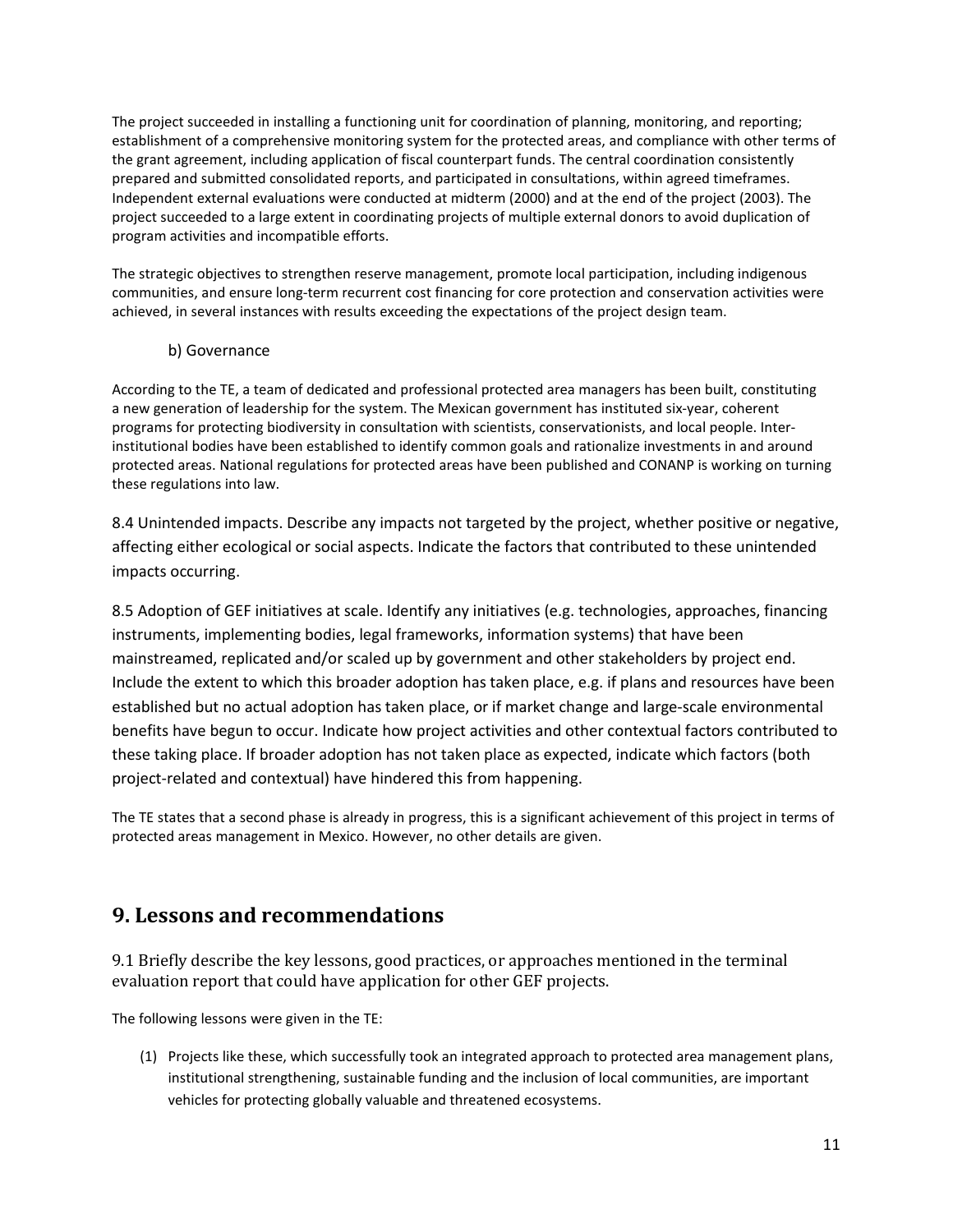The project succeeded in installing a functioning unit for coordination of planning, monitoring, and reporting; establishment of a comprehensive monitoring system for the protected areas, and compliance with other terms of the grant agreement, including application of fiscal counterpart funds. The central coordination consistently prepared and submitted consolidated reports, and participated in consultations, within agreed timeframes. Independent external evaluations were conducted at midterm (2000) and at the end of the project (2003). The project succeeded to a large extent in coordinating projects of multiple external donors to avoid duplication of program activities and incompatible efforts.

The strategic objectives to strengthen reserve management, promote local participation, including indigenous communities, and ensure long-term recurrent cost financing for core protection and conservation activities were achieved, in several instances with results exceeding the expectations of the project design team.

b) Governance

According to the TE, a team of dedicated and professional protected area managers has been built, constituting a new generation of leadership for the system. The Mexican government has instituted six-year, coherent programs for protecting biodiversity in consultation with scientists, conservationists, and local people. Inter-institutional bodies have been established to identify common goals and rationalize investments in and around protected areas. National regulations for protected areas have been published and CONANP is working on turning these regulations into law.

8.4 Unintended impacts. Describe any impacts not targeted by the project, whether positive or negative, affecting either ecological or social aspects. Indicate the factors that contributed to these unintended impacts occurring.

8.5 Adoption of GEF initiatives at scale. Identify any initiatives (e.g. technologies, approaches, financing instruments, implementing bodies, legal frameworks, information systems) that have been mainstreamed, replicated and/or scaled up by government and other stakeholders by project end. Include the extent to which this broader adoption has taken place, e.g. if plans and resources have been established but no actual adoption has taken place, or if market change and large-scale environmental benefits have begun to occur. Indicate how project activities and other contextual factors contributed to these taking place. If broader adoption has not taken place as expected, indicate which factors (both project-related and contextual) have hindered this from happening.

The TE states that a second phase is already in progress, this is a significant achievement of this project in terms of protected areas management in Mexico. However, no other details are given.

## 9. Lessons and recommendations

9.1 Briefly describe the key lessons, good practices, or approaches mentioned in the terminal evaluation report that could have application for other GEF projects.

The following lessons were given in the TE:

(1) Projects like these, which successfully took an integrated approach to protected area management plans, institutional strengthening, sustainable funding and the inclusion of local communities, are important vehicles for protecting globally valuable and threatened ecosystems.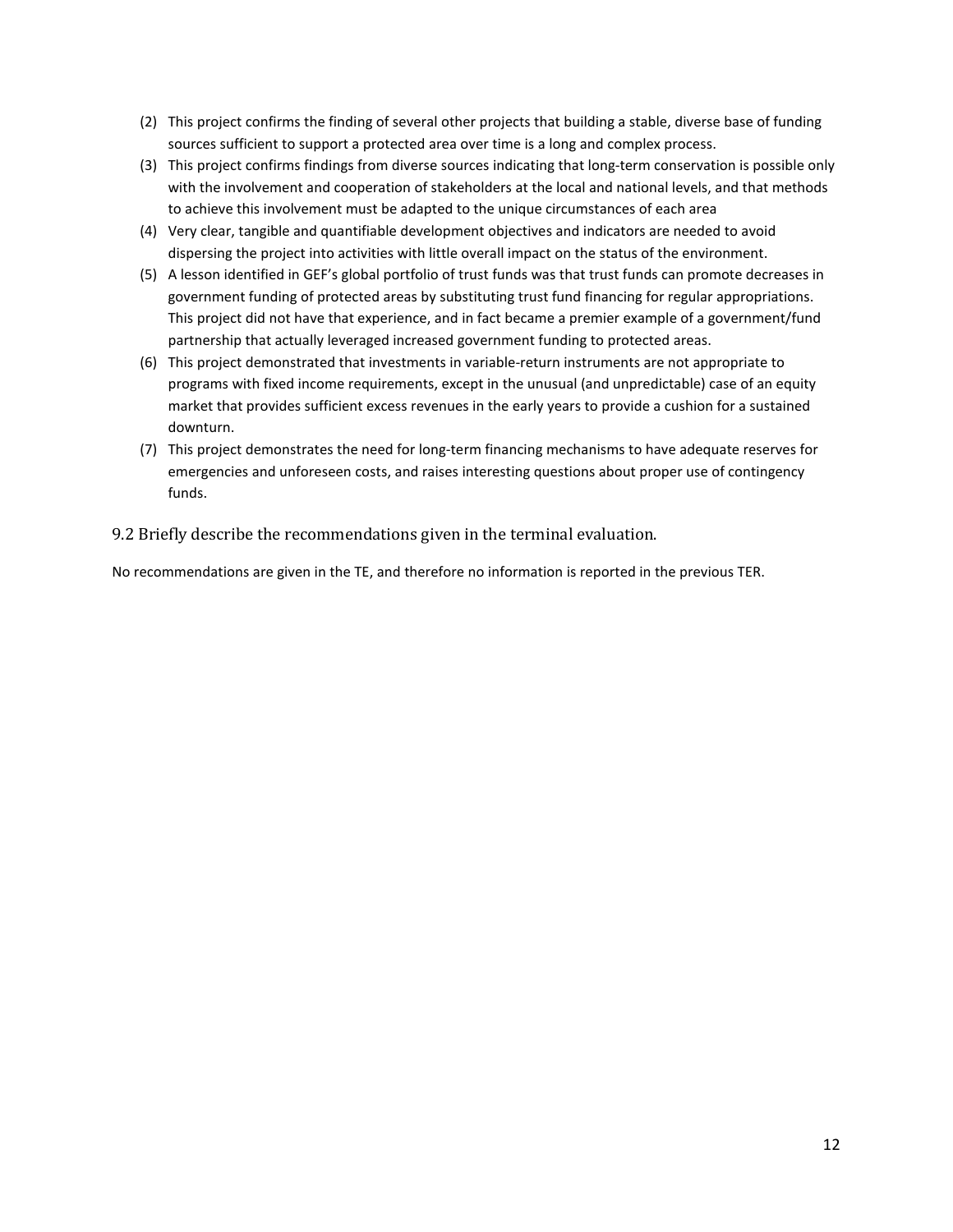(2) This project confirms the finding of several other projects that building a stable, diverse base of funding sources sufficient to support a protected area over time is a long and complex process.
(3) This project confirms findings from diverse sources indicating that long-term conservation is possible only with the involvement and cooperation of stakeholders at the local and national levels, and that methods to achieve this involvement must be adapted to the unique circumstances of each area
(4) Very clear, tangible and quantifiable development objectives and indicators are needed to avoid dispersing the project into activities with little overall impact on the status of the environment.
(5) A lesson identified in GEF's global portfolio of trust funds was that trust funds can promote decreases in government funding of protected areas by substituting trust fund financing for regular appropriations. This project did not have that experience, and in fact became a premier example of a government/fund partnership that actually leveraged increased government funding to protected areas.
(6) This project demonstrated that investments in variable-return instruments are not appropriate to programs with fixed income requirements, except in the unusual (and unpredictable) case of an equity market that provides sufficient excess revenues in the early years to provide a cushion for a sustained downturn.
(7) This project demonstrates the need for long-term financing mechanisms to have adequate reserves for emergencies and unforeseen costs, and raises interesting questions about proper use of contingency funds.

### 9.2 Briefly describe the recommendations given in the terminal evaluation.

No recommendations are given in the TE, and therefore no information is reported in the previous TER.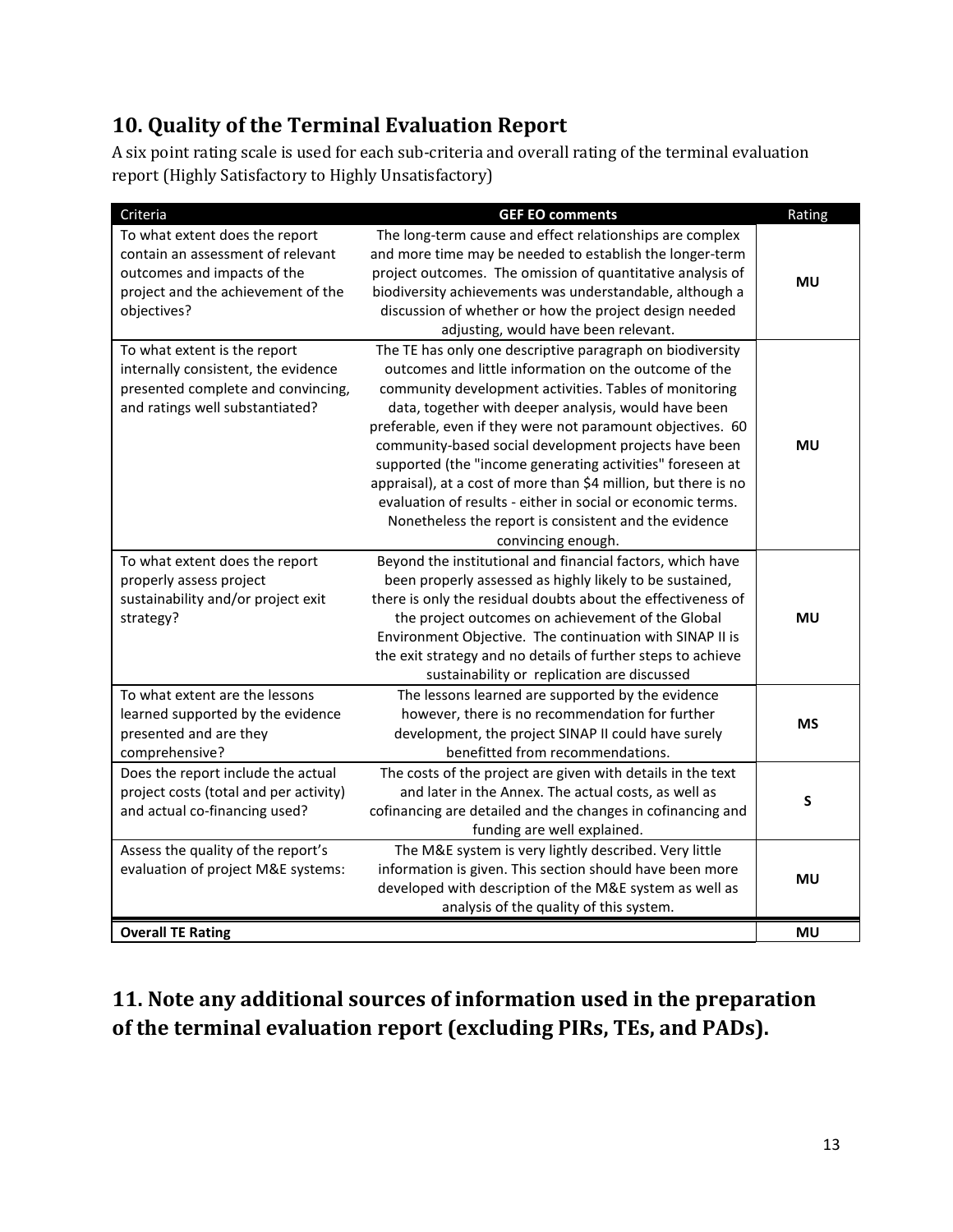## 10. Quality of the Terminal Evaluation Report

A six point rating scale is used for each sub-criteria and overall rating of the terminal evaluation report (Highly Satisfactory to Highly Unsatisfactory)

| Criteria | GEF EO comments | Rating |
|---|---|---|
| To what extent does the report contain an assessment of relevant outcomes and impacts of the project and the achievement of the objectives? | The long-term cause and effect relationships are complex and more time may be needed to establish the longer-term project outcomes. The omission of quantitative analysis of biodiversity achievements was understandable, although a discussion of whether or how the project design needed adjusting, would have been relevant. | MU |
| To what extent is the report internally consistent, the evidence presented complete and convincing, and ratings well substantiated? | The TE has only one descriptive paragraph on biodiversity outcomes and little information on the outcome of the community development activities. Tables of monitoring data, together with deeper analysis, would have been preferable, even if they were not paramount objectives. 60 community-based social development projects have been supported (the "income generating activities" foreseen at appraisal), at a cost of more than $4 million, but there is no evaluation of results - either in social or economic terms. Nonetheless the report is consistent and the evidence convincing enough. | MU |
| To what extent does the report properly assess project sustainability and/or project exit strategy? | Beyond the institutional and financial factors, which have been properly assessed as highly likely to be sustained, there is only the residual doubts about the effectiveness of the project outcomes on achievement of the Global Environment Objective. The continuation with SINAP II is the exit strategy and no details of further steps to achieve sustainability or replication are discussed | MU |
| To what extent are the lessons learned supported by the evidence presented and are they comprehensive? | The lessons learned are supported by the evidence however, there is no recommendation for further development, the project SINAP II could have surely benefitted from recommendations. | MS |
| Does the report include the actual project costs (total and per activity) and actual co-financing used? | The costs of the project are given with details in the text and later in the Annex. The actual costs, as well as cofinancing are detailed and the changes in cofinancing and funding are well explained. | S |
| Assess the quality of the report's evaluation of project M&E systems: | The M&E system is very lightly described. Very little information is given. This section should have been more developed with description of the M&E system as well as analysis of the quality of this system. | MU |
| **Overall TE Rating** | | **MU** |

## 11. Note any additional sources of information used in the preparation of the terminal evaluation report (excluding PIRs, TEs, and PADs).